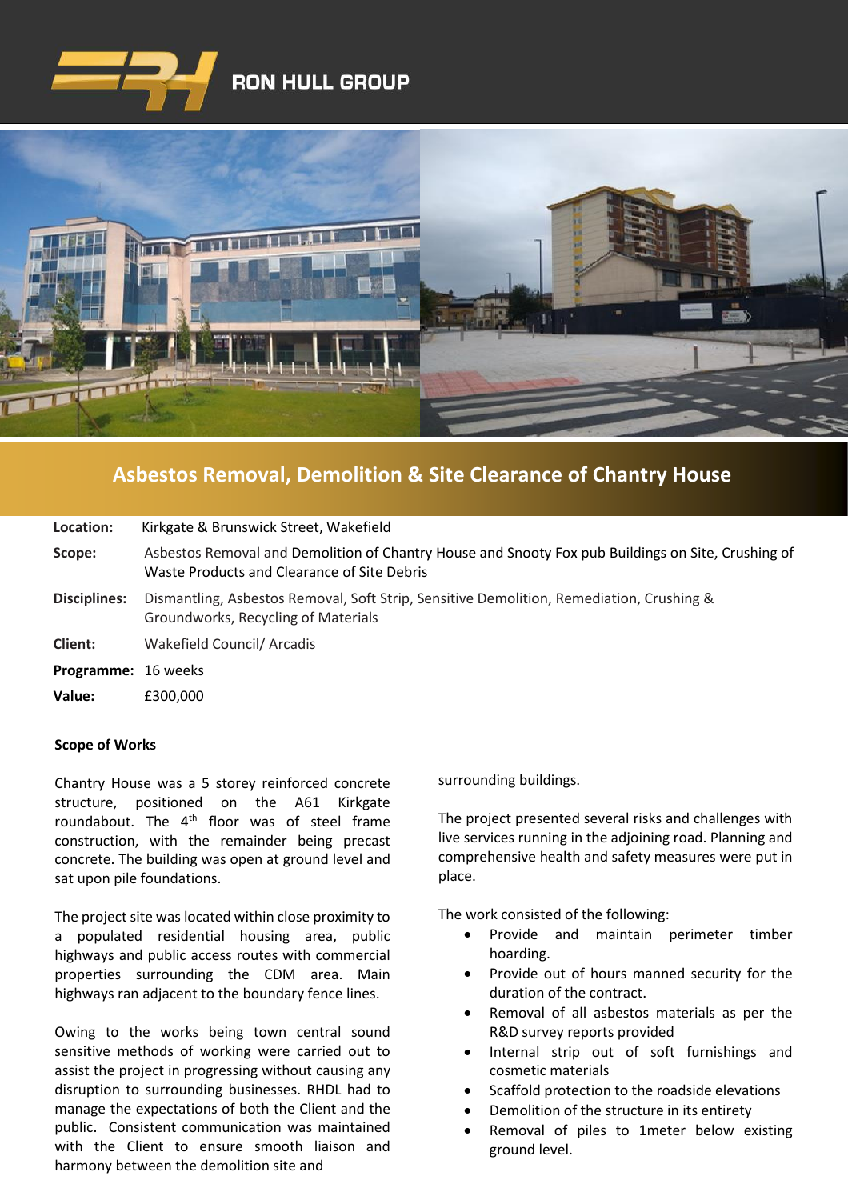RON HULL GROUP

# Asbestos Removal, Demolition & Site Clearance of Chantry House

| | |
|---|---|
| **Location:** | Kirkgate & Brunswick Street, Wakefield |
| **Scope:** | Asbestos Removal and Demolition of Chantry House and Snooty Fox pub Buildings on Site, Crushing of Waste Products and Clearance of Site Debris |
| **Disciplines:** | Dismantling, Asbestos Removal, Soft Strip, Sensitive Demolition, Remediation, Crushing & Groundworks, Recycling of Materials |
| **Client:** | Wakefield Council/ Arcadis |
| **Programme:** | 16 weeks |
| **Value:** | £300,000 |

### Scope of Works

Chantry House was a 5 storey reinforced concrete structure, positioned on the A61 Kirkgate roundabout. The 4th floor was of steel frame construction, with the remainder being precast concrete. The building was open at ground level and sat upon pile foundations.

The project site was located within close proximity to a populated residential housing area, public highways and public access routes with commercial properties surrounding the CDM area. Main highways ran adjacent to the boundary fence lines.

Owing to the works being town central sound sensitive methods of working were carried out to assist the project in progressing without causing any disruption to surrounding businesses. RHDL had to manage the expectations of both the Client and the public. Consistent communication was maintained with the Client to ensure smooth liaison and harmony between the demolition site and surrounding buildings.

The project presented several risks and challenges with live services running in the adjoining road. Planning and comprehensive health and safety measures were put in place.

The work consisted of the following:

- Provide and maintain perimeter timber hoarding.
- Provide out of hours manned security for the duration of the contract.
- Removal of all asbestos materials as per the R&D survey reports provided
- Internal strip out of soft furnishings and cosmetic materials
- Scaffold protection to the roadside elevations
- Demolition of the structure in its entirety
- Removal of piles to 1meter below existing ground level.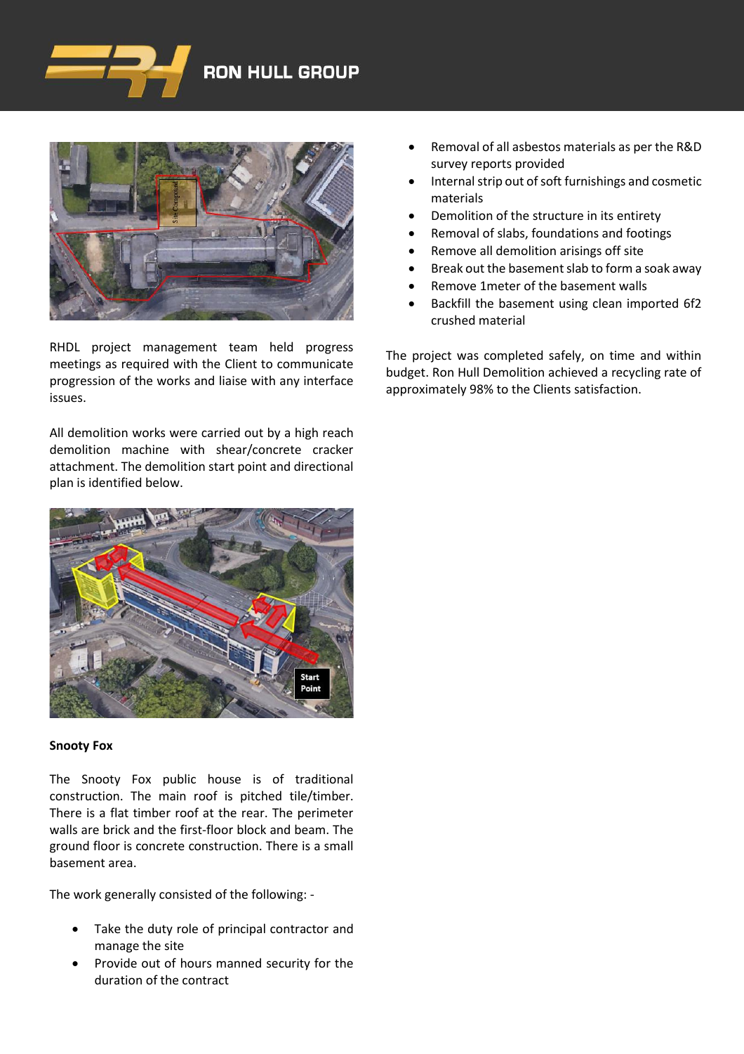RHDL project management team held progress meetings as required with the Client to communicate progression of the works and liaise with any interface issues.

All demolition works were carried out by a high reach demolition machine with shear/concrete cracker attachment. The demolition start point and directional plan is identified below.

Start Point

**Snooty Fox**

The Snooty Fox public house is of traditional construction. The main roof is pitched tile/timber. There is a flat timber roof at the rear. The perimeter walls are brick and the first-floor block and beam. The ground floor is concrete construction. There is a small basement area.

The work generally consisted of the following: -

- Take the duty role of principal contractor and manage the site
- Provide out of hours manned security for the duration of the contract
- Removal of all asbestos materials as per the R&D survey reports provided
- Internal strip out of soft furnishings and cosmetic materials
- Demolition of the structure in its entirety
- Removal of slabs, foundations and footings
- Remove all demolition arisings off site
- Break out the basement slab to form a soak away
- Remove 1meter of the basement walls
- Backfill the basement using clean imported 6f2 crushed material

The project was completed safely, on time and within budget. Ron Hull Demolition achieved a recycling rate of approximately 98% to the Clients satisfaction.